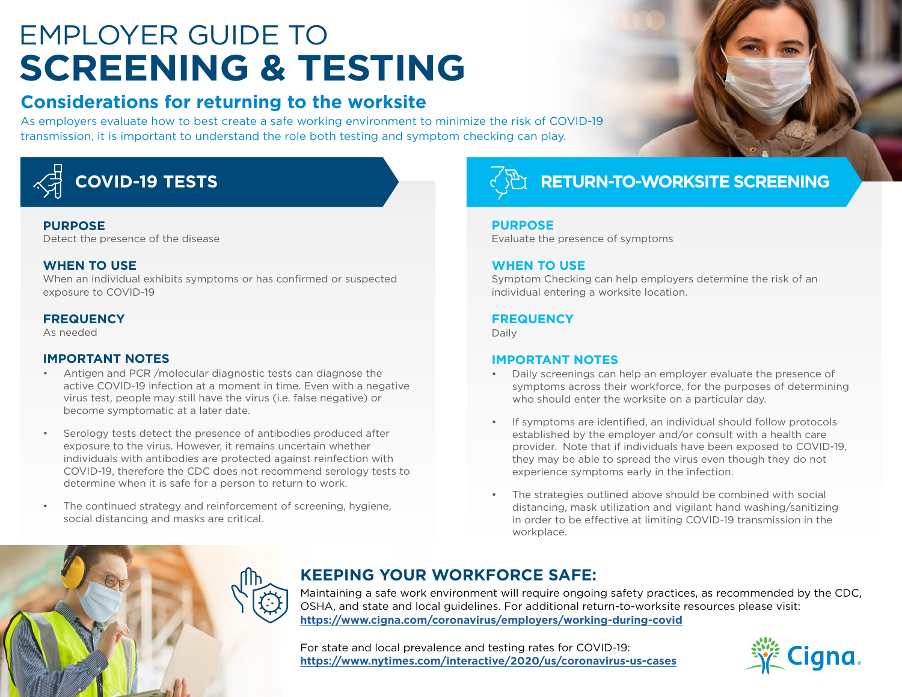# EMPLOYER GUIDE TO SCREENING & TESTING

## Considerations for returning to the worksite

As employers evaluate how to best create a safe working environment to minimize the risk of COVID-19 transmission, it is important to understand the role both testing and symptom checking can play.

## COVID-19 TESTS

### PURPOSE

Detect the presence of the disease

### WHEN TO USE

When an individual exhibits symptoms or has confirmed or suspected exposure to COVID-19

### FREQUENCY

As needed

### IMPORTANT NOTES

- Antigen and PCR /molecular diagnostic tests can diagnose the active COVID-19 infection at a moment in time. Even with a negative virus test, people may still have the virus (i.e. false negative) or become symptomatic at a later date.
- Serology tests detect the presence of antibodies produced after exposure to the virus. However, it remains uncertain whether individuals with antibodies are protected against reinfection with COVID-19, therefore the CDC does not recommend serology tests to determine when it is safe for a person to return to work.
- The continued strategy and reinforcement of screening, hygiene, social distancing and masks are critical.

## RETURN-TO-WORKSITE SCREENING

### PURPOSE

Evaluate the presence of symptoms

### WHEN TO USE

Symptom Checking can help employers determine the risk of an individual entering a worksite location.

### FREQUENCY

Daily

### IMPORTANT NOTES

- Daily screenings can help an employer evaluate the presence of symptoms across their workforce, for the purposes of determining who should enter the worksite on a particular day.
- If symptoms are identified, an individual should follow protocols established by the employer and/or consult with a health care provider. Note that if individuals have been exposed to COVID-19, they may be able to spread the virus even though they do not experience symptoms early in the infection.
- The strategies outlined above should be combined with social distancing, mask utilization and vigilant hand washing/sanitizing in order to be effective at limiting COVID-19 transmission in the workplace.

## KEEPING YOUR WORKFORCE SAFE:

Maintaining a safe work environment will require ongoing safety practices, as recommended by the CDC, OSHA, and state and local guidelines. For additional return-to-worksite resources please visit:
**https://www.cigna.com/coronavirus/employers/working-during-covid**

For state and local prevalence and testing rates for COVID-19:
**https://www.nytimes.com/interactive/2020/us/coronavirus-us-cases**

Cigna.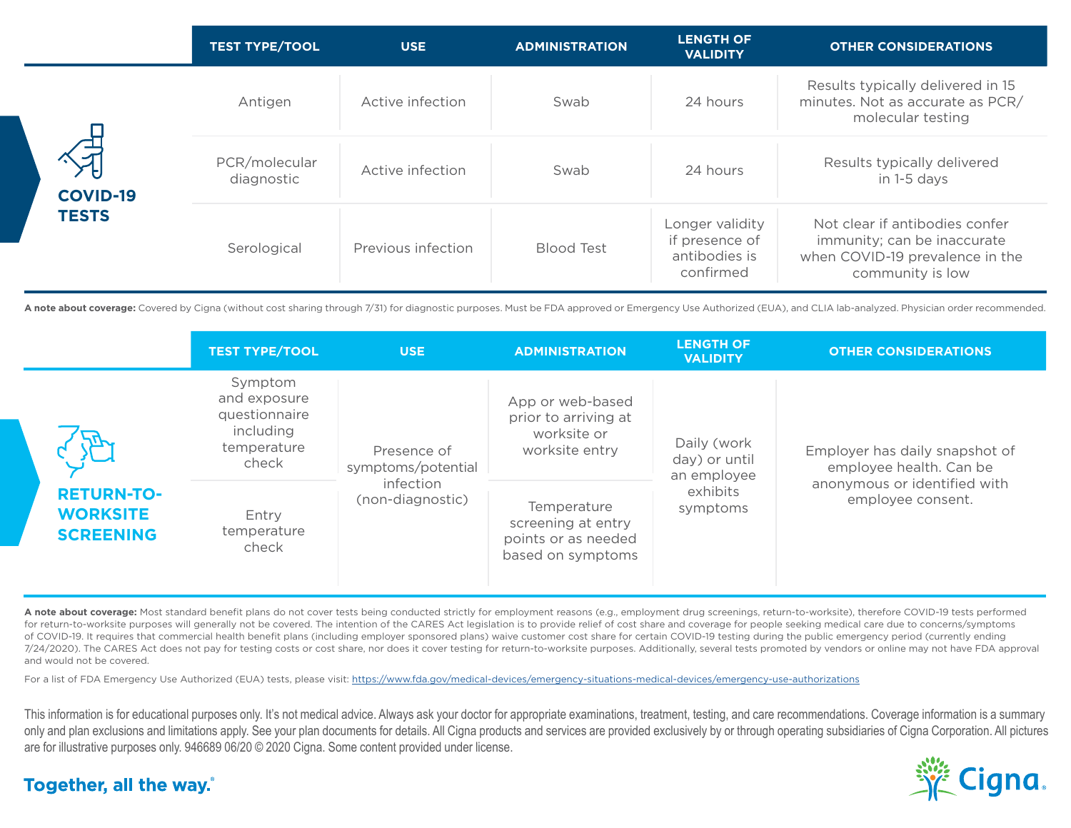## COVID-19 TESTS

| TEST TYPE/TOOL | USE | ADMINISTRATION | LENGTH OF VALIDITY | OTHER CONSIDERATIONS |
|---|---|---|---|---|
| Antigen | Active infection | Swab | 24 hours | Results typically delivered in 15 minutes. Not as accurate as PCR/ molecular testing |
| PCR/molecular diagnostic | Active infection | Swab | 24 hours | Results typically delivered in 1-5 days |
| Serological | Previous infection | Blood Test | Longer validity if presence of antibodies is confirmed | Not clear if antibodies confer immunity; can be inaccurate when COVID-19 prevalence in the community is low |

**A note about coverage:** Covered by Cigna (without cost sharing through 7/31) for diagnostic purposes. Must be FDA approved or Emergency Use Authorized (EUA), and CLIA lab-analyzed. Physician order recommended.

## RETURN-TO-WORKSITE SCREENING

| TEST TYPE/TOOL | USE | ADMINISTRATION | LENGTH OF VALIDITY | OTHER CONSIDERATIONS |
|---|---|---|---|---|
| Symptom and exposure questionnaire including temperature check | Presence of symptoms/potential infection (non-diagnostic) | App or web-based prior to arriving at worksite or worksite entry | Daily (work day) or until an employee exhibits symptoms | Employer has daily snapshot of employee health. Can be anonymous or identified with employee consent. |
| Entry temperature check | | Temperature screening at entry points or as needed based on symptoms | | |

**A note about coverage:** Most standard benefit plans do not cover tests being conducted strictly for employment reasons (e.g., employment drug screenings, return-to-worksite), therefore COVID-19 tests performed for return-to-worksite purposes will generally not be covered. The intention of the CARES Act legislation is to provide relief of cost share and coverage for people seeking medical care due to concerns/symptoms of COVID-19. It requires that commercial health benefit plans (including employer sponsored plans) waive customer cost share for certain COVID-19 testing during the public emergency period (currently ending 7/24/2020). The CARES Act does not pay for testing costs or cost share, nor does it cover testing for return-to-worksite purposes. Additionally, several tests promoted by vendors or online may not have FDA approval and would not be covered.

For a list of FDA Emergency Use Authorized (EUA) tests, please visit: https://www.fda.gov/medical-devices/emergency-situations-medical-devices/emergency-use-authorizations

This information is for educational purposes only. It's not medical advice. Always ask your doctor for appropriate examinations, treatment, testing, and care recommendations. Coverage information is a summary only and plan exclusions and limitations apply. See your plan documents for details. All Cigna products and services are provided exclusively by or through operating subsidiaries of Cigna Corporation. All pictures are for illustrative purposes only. 946689 06/20 © 2020 Cigna. Some content provided under license.

**Together, all the way.**®

Cigna®